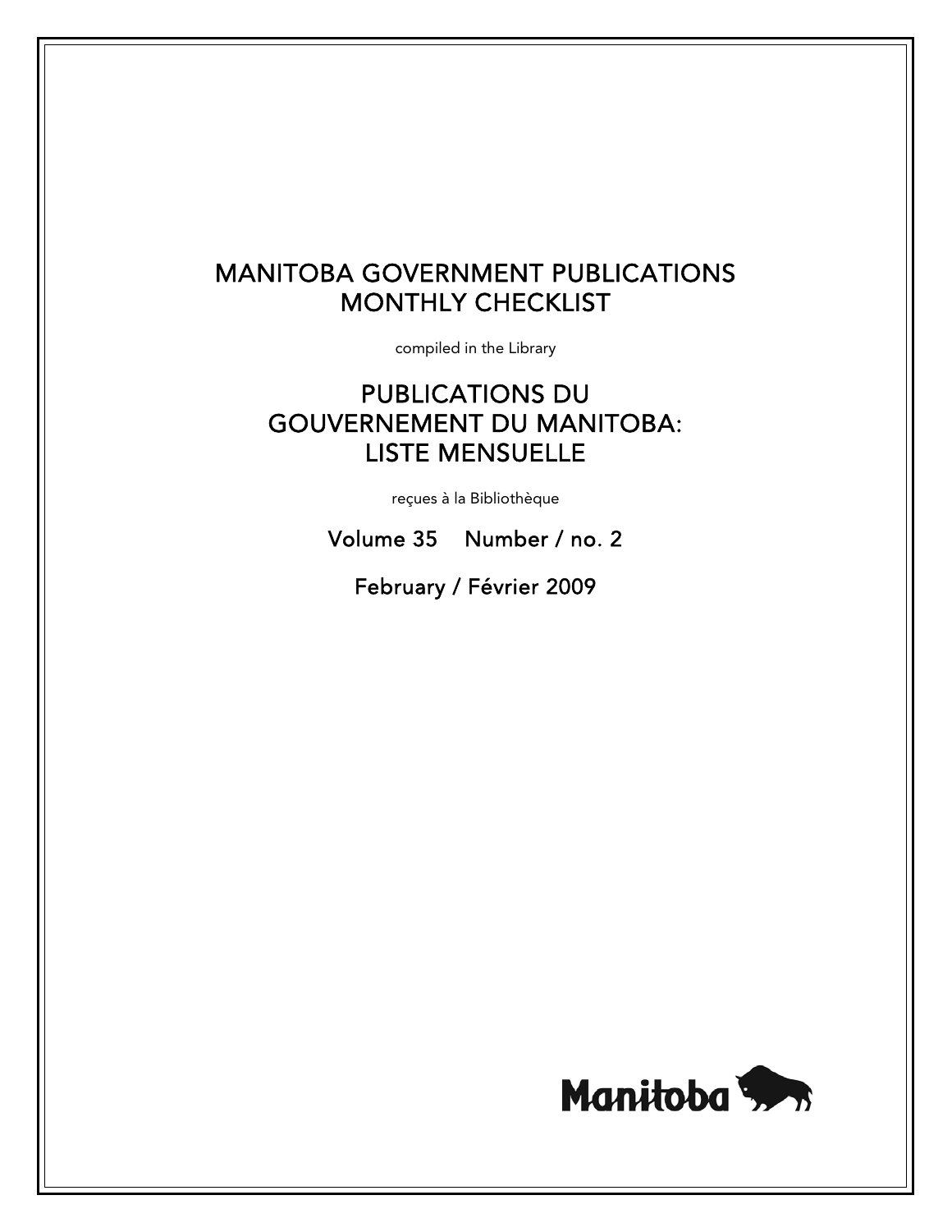# MANITOBA GOVERNMENT PUBLICATIONS MONTHLY CHECKLIST

compiled in the Library

# PUBLICATIONS DU GOUVERNEMENT DU MANITOBA: LISTE MENSUELLE

reçues à la Bibliothèque

Volume 35 Number / no. 2

February / Février 2009

Manitoba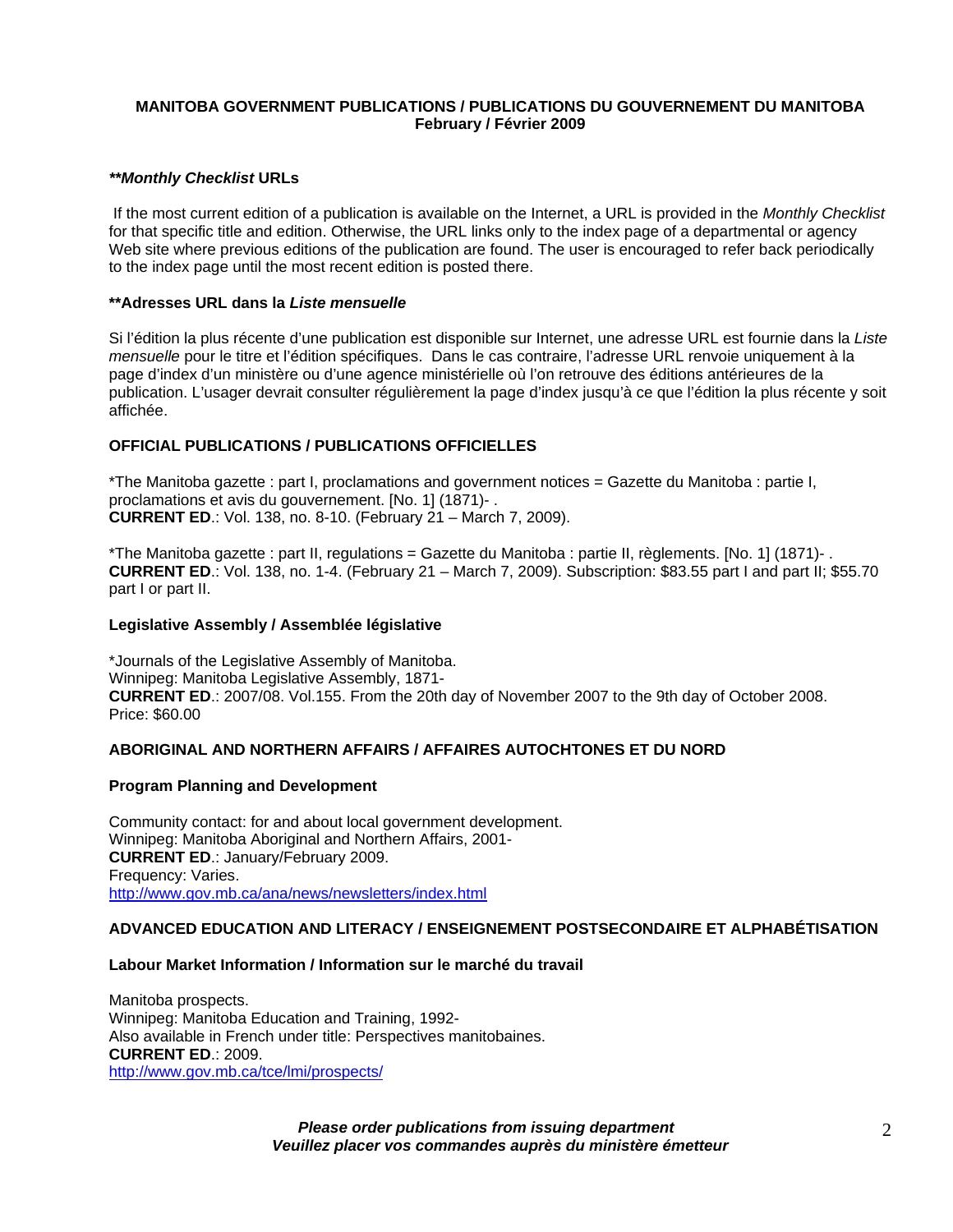**MANITOBA GOVERNMENT PUBLICATIONS / PUBLICATIONS DU GOUVERNEMENT DU MANITOBA**
**February / Février 2009**

### ***\*\*Monthly Checklist* URLs**

If the most current edition of a publication is available on the Internet, a URL is provided in the *Monthly Checklist* for that specific title and edition. Otherwise, the URL links only to the index page of a departmental or agency Web site where previous editions of the publication are found. The user is encouraged to refer back periodically to the index page until the most recent edition is posted there.

### **\*\*Adresses URL dans la *Liste mensuelle***

Si l'édition la plus récente d'une publication est disponible sur Internet, une adresse URL est fournie dans la *Liste mensuelle* pour le titre et l'édition spécifiques. Dans le cas contraire, l'adresse URL renvoie uniquement à la page d'index d'un ministère ou d'une agence ministérielle où l'on retrouve des éditions antérieures de la publication. L'usager devrait consulter régulièrement la page d'index jusqu'à ce que l'édition la plus récente y soit affichée.

## **OFFICIAL PUBLICATIONS / PUBLICATIONS OFFICIELLES**

*The Manitoba gazette : part I, proclamations and government notices = Gazette du Manitoba : partie I, proclamations et avis du gouvernement. [No. 1] (1871)- .
**CURRENT ED**.: Vol. 138, no. 8-10. (February 21 – March 7, 2009).

*The Manitoba gazette : part II, regulations = Gazette du Manitoba : partie II, règlements. [No. 1] (1871)- .
**CURRENT ED**.: Vol. 138, no. 1-4. (February 21 – March 7, 2009). Subscription: $83.55 part I and part II; $55.70 part I or part II.

### **Legislative Assembly / Assemblée législative**

*Journals of the Legislative Assembly of Manitoba.
Winnipeg: Manitoba Legislative Assembly, 1871-
**CURRENT ED**.: 2007/08. Vol.155. From the 20th day of November 2007 to the 9th day of October 2008.
Price: $60.00

## **ABORIGINAL AND NORTHERN AFFAIRS / AFFAIRES AUTOCHTONES ET DU NORD**

### **Program Planning and Development**

Community contact: for and about local government development.
Winnipeg: Manitoba Aboriginal and Northern Affairs, 2001-
**CURRENT ED**.: January/February 2009.
Frequency: Varies.
http://www.gov.mb.ca/ana/news/newsletters/index.html

## **ADVANCED EDUCATION AND LITERACY / ENSEIGNEMENT POSTSECONDAIRE ET ALPHABÉTISATION**

### **Labour Market Information / Information sur le marché du travail**

Manitoba prospects.
Winnipeg: Manitoba Education and Training, 1992-
Also available in French under title: Perspectives manitobaines.
**CURRENT ED**.: 2009.
http://www.gov.mb.ca/tce/lmi/prospects/

***Please order publications from issuing department***
***Veuillez placer vos commandes auprès du ministère émetteur***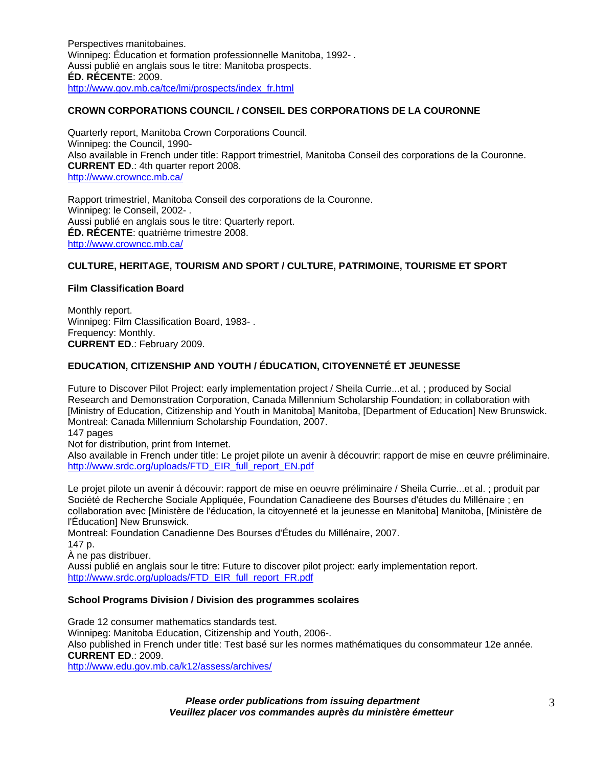Perspectives manitobaines.
Winnipeg: Éducation et formation professionnelle Manitoba, 1992- .
Aussi publié en anglais sous le titre: Manitoba prospects.
**ÉD. RÉCENTE**: 2009.
http://www.gov.mb.ca/tce/lmi/prospects/index_fr.html

### CROWN CORPORATIONS COUNCIL / CONSEIL DES CORPORATIONS DE LA COURONNE

Quarterly report, Manitoba Crown Corporations Council.
Winnipeg: the Council, 1990-
Also available in French under title: Rapport trimestriel, Manitoba Conseil des corporations de la Couronne.
**CURRENT ED**.: 4th quarter report 2008.
http://www.crownncc.mb.ca/

Rapport trimestriel, Manitoba Conseil des corporations de la Couronne.
Winnipeg: le Conseil, 2002- .
Aussi publié en anglais sous le titre: Quarterly report.
**ÉD. RÉCENTE**: quatrième trimestre 2008.
http://www.crownncc.mb.ca/

### CULTURE, HERITAGE, TOURISM AND SPORT / CULTURE, PATRIMOINE, TOURISME ET SPORT

#### Film Classification Board

Monthly report.
Winnipeg: Film Classification Board, 1983- .
Frequency: Monthly.
**CURRENT ED**.: February 2009.

### EDUCATION, CITIZENSHIP AND YOUTH / ÉDUCATION, CITOYENNETÉ ET JEUNESSE

Future to Discover Pilot Project: early implementation project / Sheila Currie...et al. ; produced by Social Research and Demonstration Corporation, Canada Millennium Scholarship Foundation; in collaboration with [Ministry of Education, Citizenship and Youth in Manitoba] Manitoba, [Department of Education] New Brunswick.
Montreal: Canada Millennium Scholarship Foundation, 2007.
147 pages
Not for distribution, print from Internet.
Also available in French under title: Le projet pilote un avenir à découvrir: rapport de mise en œuvre préliminaire.
http://www.srdc.org/uploads/FTD_EIR_full_report_EN.pdf

Le projet pilote un avenir á découvir: rapport de mise en oeuvre préliminaire / Sheila Currie...et al. ; produit par Société de Recherche Sociale Appliquée, Foundation Canadieene des Bourses d'études du Millénaire ; en collaboration avec [Ministère de l'éducation, la citoyenneté et la jeunesse en Manitoba] Manitoba, [Ministère de l'Éducation] New Brunswick.
Montreal: Foundation Canadienne Des Bourses d'Études du Millénaire, 2007.
147 p.
À ne pas distribuer.
Aussi publié en anglais sour le titre: Future to discover pilot project: early implementation report.
http://www.srdc.org/uploads/FTD_EIR_full_report_FR.pdf

#### School Programs Division / Division des programmes scolaires

Grade 12 consumer mathematics standards test.
Winnipeg: Manitoba Education, Citizenship and Youth, 2006-.
Also published in French under title: Test basé sur les normes mathématiques du consommateur 12e année.
**CURRENT ED**.: 2009.
http://www.edu.gov.mb.ca/k12/assess/archives/

***Please order publications from issuing department***
***Veuillez placer vos commandes auprès du ministère émetteur***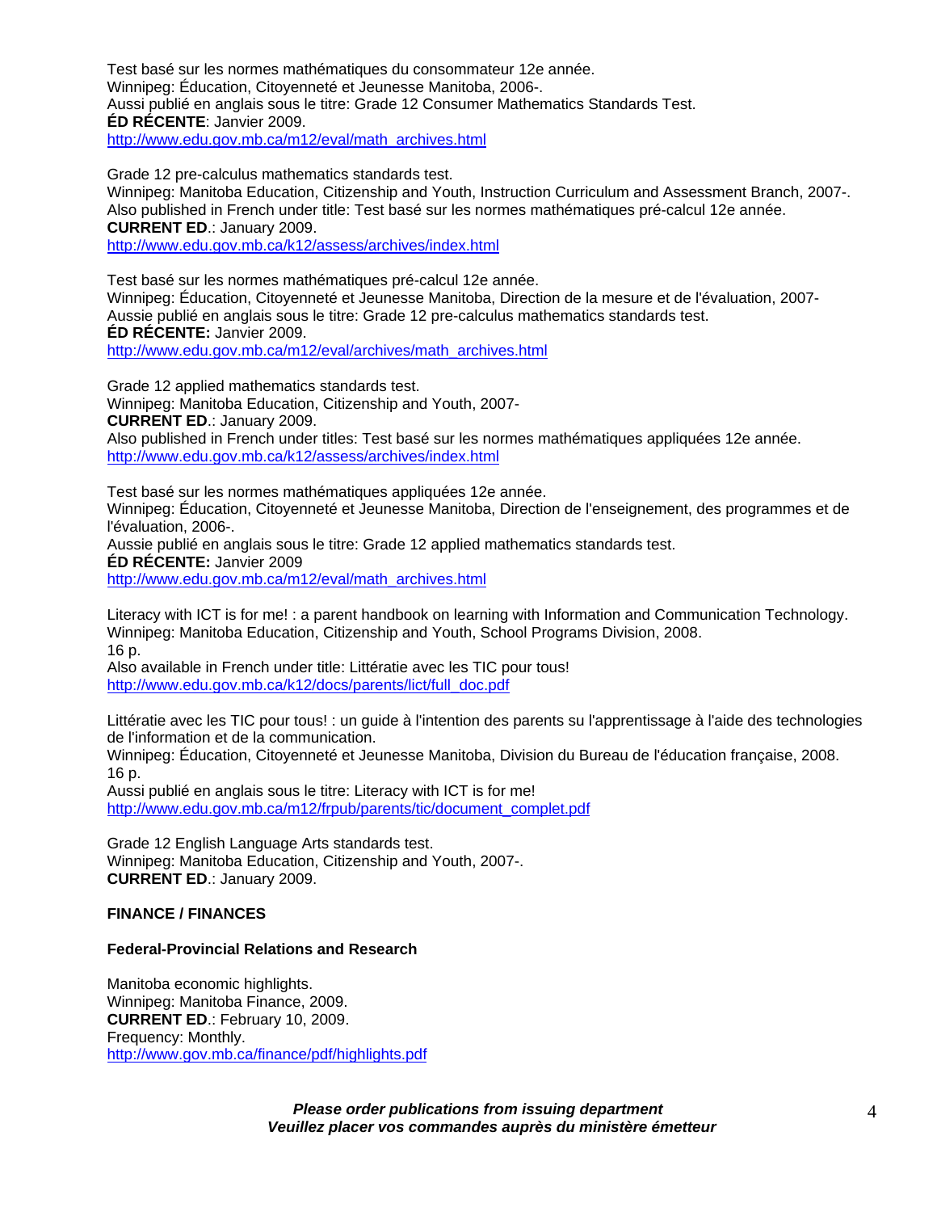Test basé sur les normes mathématiques du consommateur 12e année.
Winnipeg: Éducation, Citoyenneté et Jeunesse Manitoba, 2006-.
Aussi publié en anglais sous le titre: Grade 12 Consumer Mathematics Standards Test.
**ÉD RÉCENTE**: Janvier 2009.
http://www.edu.gov.mb.ca/m12/eval/math_archives.html

Grade 12 pre-calculus mathematics standards test.
Winnipeg: Manitoba Education, Citizenship and Youth, Instruction Curriculum and Assessment Branch, 2007-.
Also published in French under title: Test basé sur les normes mathématiques pré-calcul 12e année.
**CURRENT ED**.: January 2009.
http://www.edu.gov.mb.ca/k12/assess/archives/index.html

Test basé sur les normes mathématiques pré-calcul 12e année.
Winnipeg: Éducation, Citoyenneté et Jeunesse Manitoba, Direction de la mesure et de l'évaluation, 2007-
Aussie publié en anglais sous le titre: Grade 12 pre-calculus mathematics standards test.
**ÉD RÉCENTE:** Janvier 2009.
http://www.edu.gov.mb.ca/m12/eval/archives/math_archives.html

Grade 12 applied mathematics standards test.
Winnipeg: Manitoba Education, Citizenship and Youth, 2007-
**CURRENT ED**.: January 2009.
Also published in French under titles: Test basé sur les normes mathématiques appliquées 12e année.
http://www.edu.gov.mb.ca/k12/assess/archives/index.html

Test basé sur les normes mathématiques appliquées 12e année.
Winnipeg: Éducation, Citoyenneté et Jeunesse Manitoba, Direction de l'enseignement, des programmes et de l'évaluation, 2006-.
Aussie publié en anglais sous le titre: Grade 12 applied mathematics standards test.
**ÉD RÉCENTE:** Janvier 2009
http://www.edu.gov.mb.ca/m12/eval/math_archives.html

Literacy with ICT is for me! : a parent handbook on learning with Information and Communication Technology.
Winnipeg: Manitoba Education, Citizenship and Youth, School Programs Division, 2008.
16 p.
Also available in French under title: Littératie avec les TIC pour tous!
http://www.edu.gov.mb.ca/k12/docs/parents/lict/full_doc.pdf

Littératie avec les TIC pour tous! : un guide à l'intention des parents su l'apprentissage à l'aide des technologies de l'information et de la communication.
Winnipeg: Éducation, Citoyenneté et Jeunesse Manitoba, Division du Bureau de l'éducation française, 2008.
16 p.
Aussi publié en anglais sous le titre: Literacy with ICT is for me!
http://www.edu.gov.mb.ca/m12/frpub/parents/tic/document_complet.pdf

Grade 12 English Language Arts standards test.
Winnipeg: Manitoba Education, Citizenship and Youth, 2007-.
**CURRENT ED**.: January 2009.

## FINANCE / FINANCES

### Federal-Provincial Relations and Research

Manitoba economic highlights.
Winnipeg: Manitoba Finance, 2009.
**CURRENT ED**.: February 10, 2009.
Frequency: Monthly.
http://www.gov.mb.ca/finance/pdf/highlights.pdf

***Please order publications from issuing department***
***Veuillez placer vos commandes auprès du ministère émetteur***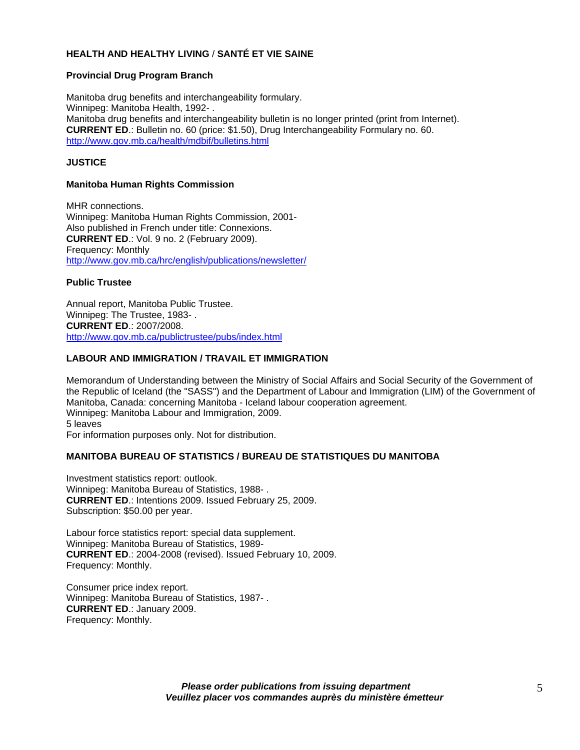## HEALTH AND HEALTHY LIVING / SANTÉ ET VIE SAINE

### Provincial Drug Program Branch

Manitoba drug benefits and interchangeability formulary.
Winnipeg: Manitoba Health, 1992- .
Manitoba drug benefits and interchangeability bulletin is no longer printed (print from Internet).
**CURRENT ED**.: Bulletin no. 60 (price: $1.50), Drug Interchangeability Formulary no. 60.
http://www.gov.mb.ca/health/mdbif/bulletins.html

## JUSTICE

### Manitoba Human Rights Commission

MHR connections.
Winnipeg: Manitoba Human Rights Commission, 2001-
Also published in French under title: Connexions.
**CURRENT ED**.: Vol. 9 no. 2 (February 2009).
Frequency: Monthly
http://www.gov.mb.ca/hrc/english/publications/newsletter/

### Public Trustee

Annual report, Manitoba Public Trustee.
Winnipeg: The Trustee, 1983- .
**CURRENT ED**.: 2007/2008.
http://www.gov.mb.ca/publictrustee/pubs/index.html

## LABOUR AND IMMIGRATION / TRAVAIL ET IMMIGRATION

Memorandum of Understanding between the Ministry of Social Affairs and Social Security of the Government of the Republic of Iceland (the "SASS") and the Department of Labour and Immigration (LIM) of the Government of Manitoba, Canada: concerning Manitoba - Iceland labour cooperation agreement.
Winnipeg: Manitoba Labour and Immigration, 2009.
5 leaves
For information purposes only. Not for distribution.

## MANITOBA BUREAU OF STATISTICS / BUREAU DE STATISTIQUES DU MANITOBA

Investment statistics report: outlook.
Winnipeg: Manitoba Bureau of Statistics, 1988- .
**CURRENT ED**.: Intentions 2009. Issued February 25, 2009.
Subscription: $50.00 per year.

Labour force statistics report: special data supplement.
Winnipeg: Manitoba Bureau of Statistics, 1989-
**CURRENT ED**.: 2004-2008 (revised). Issued February 10, 2009.
Frequency: Monthly.

Consumer price index report.
Winnipeg: Manitoba Bureau of Statistics, 1987- .
**CURRENT ED**.: January 2009.
Frequency: Monthly.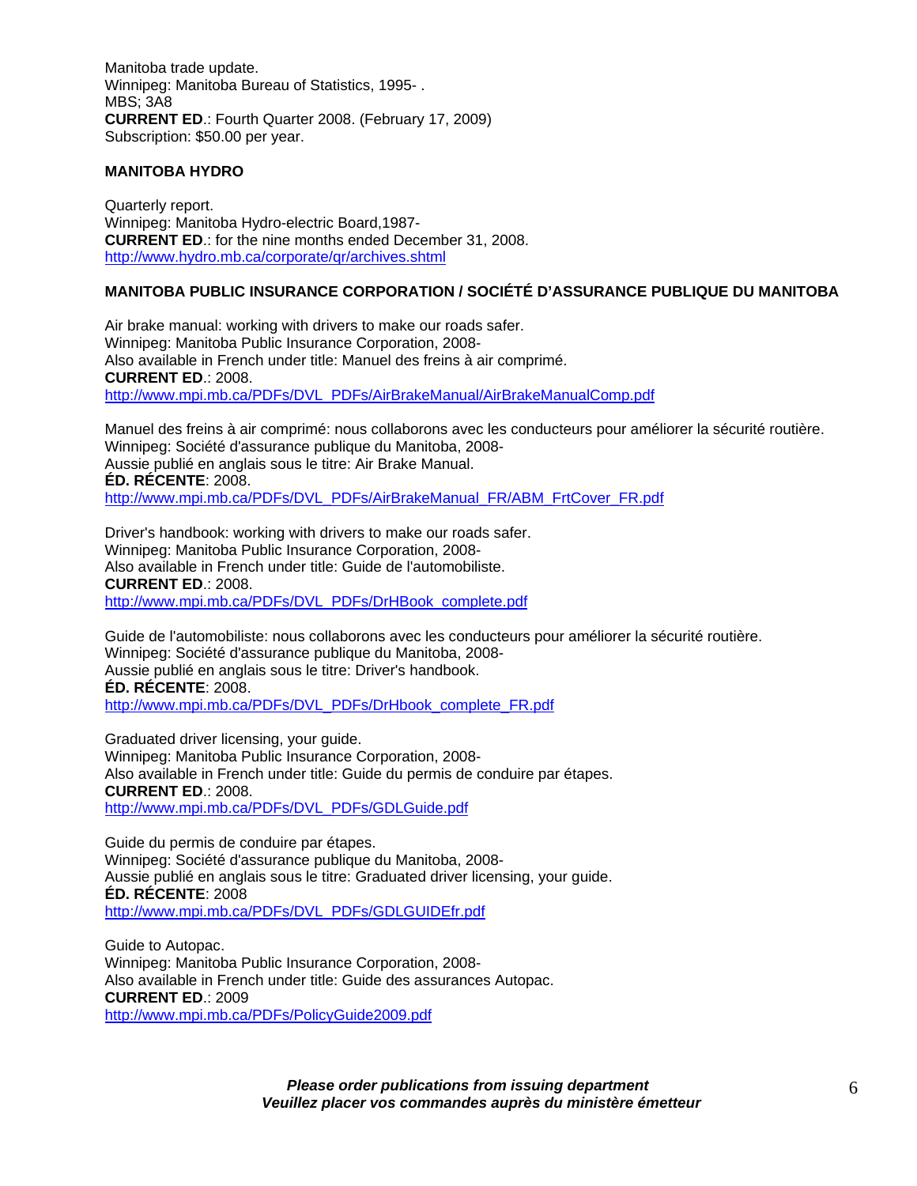Manitoba trade update.
Winnipeg: Manitoba Bureau of Statistics, 1995- .
MBS; 3A8
**CURRENT ED**.: Fourth Quarter 2008. (February 17, 2009)
Subscription: $50.00 per year.

**MANITOBA HYDRO**

Quarterly report.
Winnipeg: Manitoba Hydro-electric Board,1987-
**CURRENT ED**.: for the nine months ended December 31, 2008.
http://www.hydro.mb.ca/corporate/qr/archives.shtml

**MANITOBA PUBLIC INSURANCE CORPORATION / SOCIÉTÉ D'ASSURANCE PUBLIQUE DU MANITOBA**

Air brake manual: working with drivers to make our roads safer.
Winnipeg: Manitoba Public Insurance Corporation, 2008-
Also available in French under title: Manuel des freins à air comprimé.
**CURRENT ED**.: 2008.
http://www.mpi.mb.ca/PDFs/DVL_PDFs/AirBrakeManual/AirBrakeManualComp.pdf

Manuel des freins à air comprimé: nous collaborons avec les conducteurs pour améliorer la sécurité routière.
Winnipeg: Société d'assurance publique du Manitoba, 2008-
Aussie publié en anglais sous le titre: Air Brake Manual.
**ÉD. RÉCENTE**: 2008.
http://www.mpi.mb.ca/PDFs/DVL_PDFs/AirBrakeManual_FR/ABM_FrtCover_FR.pdf

Driver's handbook: working with drivers to make our roads safer.
Winnipeg: Manitoba Public Insurance Corporation, 2008-
Also available in French under title: Guide de l'automobiliste.
**CURRENT ED**.: 2008.
http://www.mpi.mb.ca/PDFs/DVL_PDFs/DrHBook_complete.pdf

Guide de l'automobiliste: nous collaborons avec les conducteurs pour améliorer la sécurité routière.
Winnipeg: Société d'assurance publique du Manitoba, 2008-
Aussie publié en anglais sous le titre: Driver's handbook.
**ÉD. RÉCENTE**: 2008.
http://www.mpi.mb.ca/PDFs/DVL_PDFs/DrHbook_complete_FR.pdf

Graduated driver licensing, your guide.
Winnipeg: Manitoba Public Insurance Corporation, 2008-
Also available in French under title: Guide du permis de conduire par étapes.
**CURRENT ED**.: 2008.
http://www.mpi.mb.ca/PDFs/DVL_PDFs/GDLGuide.pdf

Guide du permis de conduire par étapes.
Winnipeg: Société d'assurance publique du Manitoba, 2008-
Aussie publié en anglais sous le titre: Graduated driver licensing, your guide.
**ÉD. RÉCENTE**: 2008
http://www.mpi.mb.ca/PDFs/DVL_PDFs/GDLGUIDEfr.pdf

Guide to Autopac.
Winnipeg: Manitoba Public Insurance Corporation, 2008-
Also available in French under title: Guide des assurances Autopac.
**CURRENT ED**.: 2009
http://www.mpi.mb.ca/PDFs/PolicyGuide2009.pdf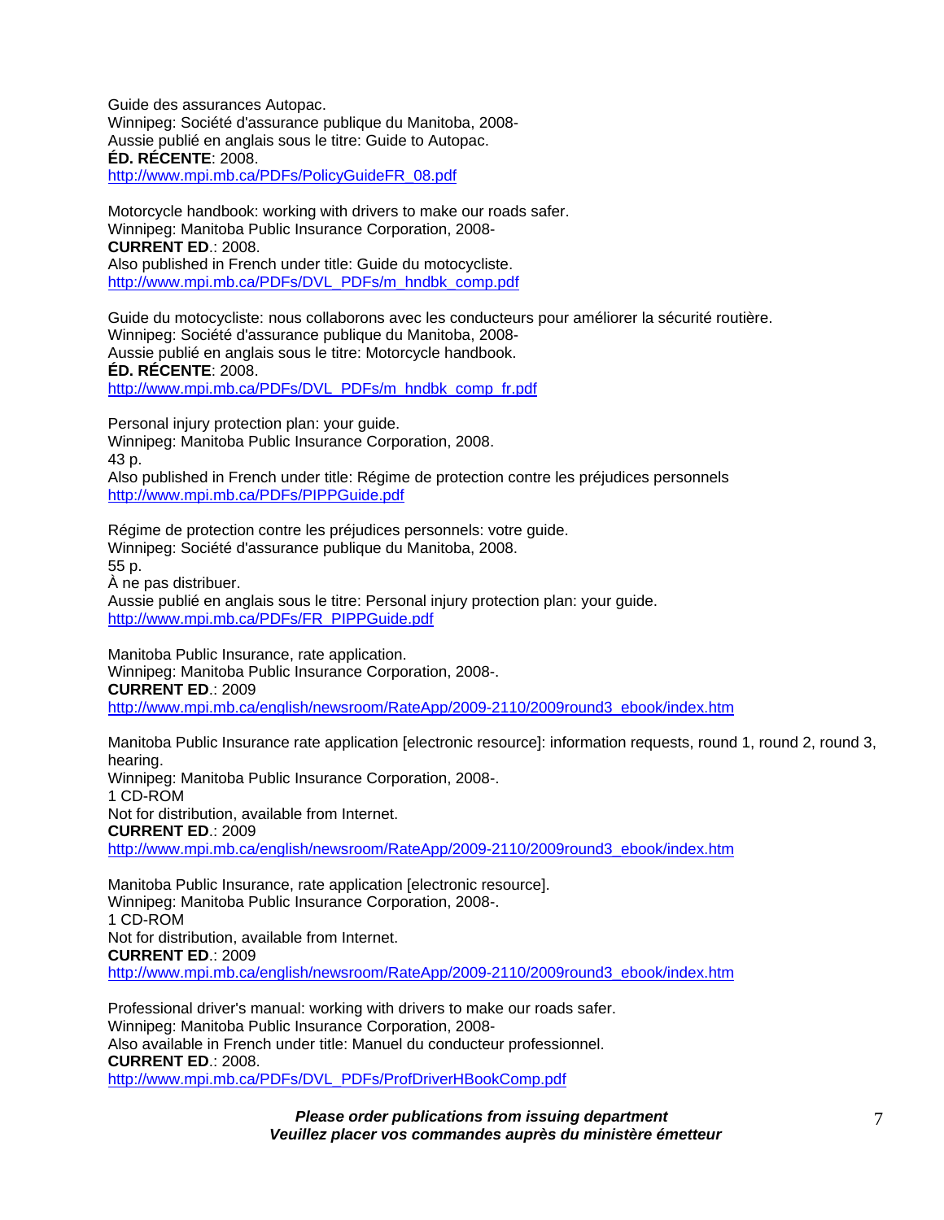Guide des assurances Autopac.
Winnipeg: Société d'assurance publique du Manitoba, 2008-
Aussie publié en anglais sous le titre: Guide to Autopac.
**ÉD. RÉCENTE**: 2008.
http://www.mpi.mb.ca/PDFs/PolicyGuideFR_08.pdf

Motorcycle handbook: working with drivers to make our roads safer.
Winnipeg: Manitoba Public Insurance Corporation, 2008-
**CURRENT ED**.: 2008.
Also published in French under title: Guide du motocycliste.
http://www.mpi.mb.ca/PDFs/DVL_PDFs/m_hndbk_comp.pdf

Guide du motocycliste: nous collaborons avec les conducteurs pour améliorer la sécurité routière.
Winnipeg: Société d'assurance publique du Manitoba, 2008-
Aussie publié en anglais sous le titre: Motorcycle handbook.
**ÉD. RÉCENTE**: 2008.
http://www.mpi.mb.ca/PDFs/DVL_PDFs/m_hndbk_comp_fr.pdf

Personal injury protection plan: your guide.
Winnipeg: Manitoba Public Insurance Corporation, 2008.
43 p.
Also published in French under title: Régime de protection contre les préjudices personnels
http://www.mpi.mb.ca/PDFs/PIPPGuide.pdf

Régime de protection contre les préjudices personnels: votre guide.
Winnipeg: Société d'assurance publique du Manitoba, 2008.
55 p.
À ne pas distribuer.
Aussie publié en anglais sous le titre: Personal injury protection plan: your guide.
http://www.mpi.mb.ca/PDFs/FR_PIPPGuide.pdf

Manitoba Public Insurance, rate application.
Winnipeg: Manitoba Public Insurance Corporation, 2008-.
**CURRENT ED**.: 2009
http://www.mpi.mb.ca/english/newsroom/RateApp/2009-2110/2009round3_ebook/index.htm

Manitoba Public Insurance rate application [electronic resource]: information requests, round 1, round 2, round 3, hearing.
Winnipeg: Manitoba Public Insurance Corporation, 2008-.
1 CD-ROM
Not for distribution, available from Internet.
**CURRENT ED**.: 2009
http://www.mpi.mb.ca/english/newsroom/RateApp/2009-2110/2009round3_ebook/index.htm

Manitoba Public Insurance, rate application [electronic resource].
Winnipeg: Manitoba Public Insurance Corporation, 2008-.
1 CD-ROM
Not for distribution, available from Internet.
**CURRENT ED**.: 2009
http://www.mpi.mb.ca/english/newsroom/RateApp/2009-2110/2009round3_ebook/index.htm

Professional driver's manual: working with drivers to make our roads safer.
Winnipeg: Manitoba Public Insurance Corporation, 2008-
Also available in French under title: Manuel du conducteur professionnel.
**CURRENT ED**.: 2008.
http://www.mpi.mb.ca/PDFs/DVL_PDFs/ProfDriverHBookComp.pdf

***Please order publications from issuing department***
***Veuillez placer vos commandes auprès du ministère émetteur***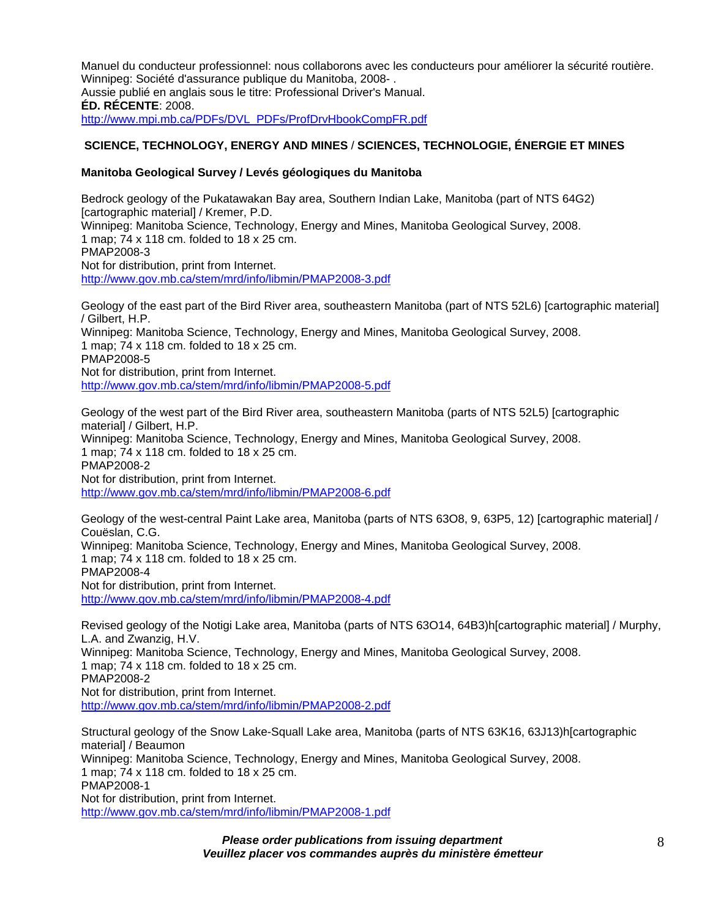Manuel du conducteur professionnel: nous collaborons avec les conducteurs pour améliorer la sécurité routière.
Winnipeg: Société d'assurance publique du Manitoba, 2008- .
Aussie publié en anglais sous le titre: Professional Driver's Manual.
**ÉD. RÉCENTE**: 2008.
http://www.mpi.mb.ca/PDFs/DVL_PDFs/ProfDrvHbookCompFR.pdf

## SCIENCE, TECHNOLOGY, ENERGY AND MINES / SCIENCES, TECHNOLOGIE, ÉNERGIE ET MINES

### Manitoba Geological Survey / Levés géologiques du Manitoba

Bedrock geology of the Pukatawakan Bay area, Southern Indian Lake, Manitoba (part of NTS 64G2) [cartographic material] / Kremer, P.D.
Winnipeg: Manitoba Science, Technology, Energy and Mines, Manitoba Geological Survey, 2008.
1 map; 74 x 118 cm. folded to 18 x 25 cm.
PMAP2008-3
Not for distribution, print from Internet.
http://www.gov.mb.ca/stem/mrd/info/libmin/PMAP2008-3.pdf

Geology of the east part of the Bird River area, southeastern Manitoba (part of NTS 52L6) [cartographic material] / Gilbert, H.P.
Winnipeg: Manitoba Science, Technology, Energy and Mines, Manitoba Geological Survey, 2008.
1 map; 74 x 118 cm. folded to 18 x 25 cm.
PMAP2008-5
Not for distribution, print from Internet.
http://www.gov.mb.ca/stem/mrd/info/libmin/PMAP2008-5.pdf

Geology of the west part of the Bird River area, southeastern Manitoba (parts of NTS 52L5) [cartographic material] / Gilbert, H.P.
Winnipeg: Manitoba Science, Technology, Energy and Mines, Manitoba Geological Survey, 2008.
1 map; 74 x 118 cm. folded to 18 x 25 cm.
PMAP2008-2
Not for distribution, print from Internet.
http://www.gov.mb.ca/stem/mrd/info/libmin/PMAP2008-6.pdf

Geology of the west-central Paint Lake area, Manitoba (parts of NTS 63O8, 9, 63P5, 12) [cartographic material] / Couëslan, C.G.
Winnipeg: Manitoba Science, Technology, Energy and Mines, Manitoba Geological Survey, 2008.
1 map; 74 x 118 cm. folded to 18 x 25 cm.
PMAP2008-4
Not for distribution, print from Internet.
http://www.gov.mb.ca/stem/mrd/info/libmin/PMAP2008-4.pdf

Revised geology of the Notigi Lake area, Manitoba (parts of NTS 63O14, 64B3)h[cartographic material] / Murphy, L.A. and Zwanzig, H.V.
Winnipeg: Manitoba Science, Technology, Energy and Mines, Manitoba Geological Survey, 2008.
1 map; 74 x 118 cm. folded to 18 x 25 cm.
PMAP2008-2
Not for distribution, print from Internet.
http://www.gov.mb.ca/stem/mrd/info/libmin/PMAP2008-2.pdf

Structural geology of the Snow Lake-Squall Lake area, Manitoba (parts of NTS 63K16, 63J13)h[cartographic material] / Beaumon
Winnipeg: Manitoba Science, Technology, Energy and Mines, Manitoba Geological Survey, 2008.
1 map; 74 x 118 cm. folded to 18 x 25 cm.
PMAP2008-1
Not for distribution, print from Internet.
http://www.gov.mb.ca/stem/mrd/info/libmin/PMAP2008-1.pdf

***Please order publications from issuing department***
***Veuillez placer vos commandes auprès du ministère émetteur***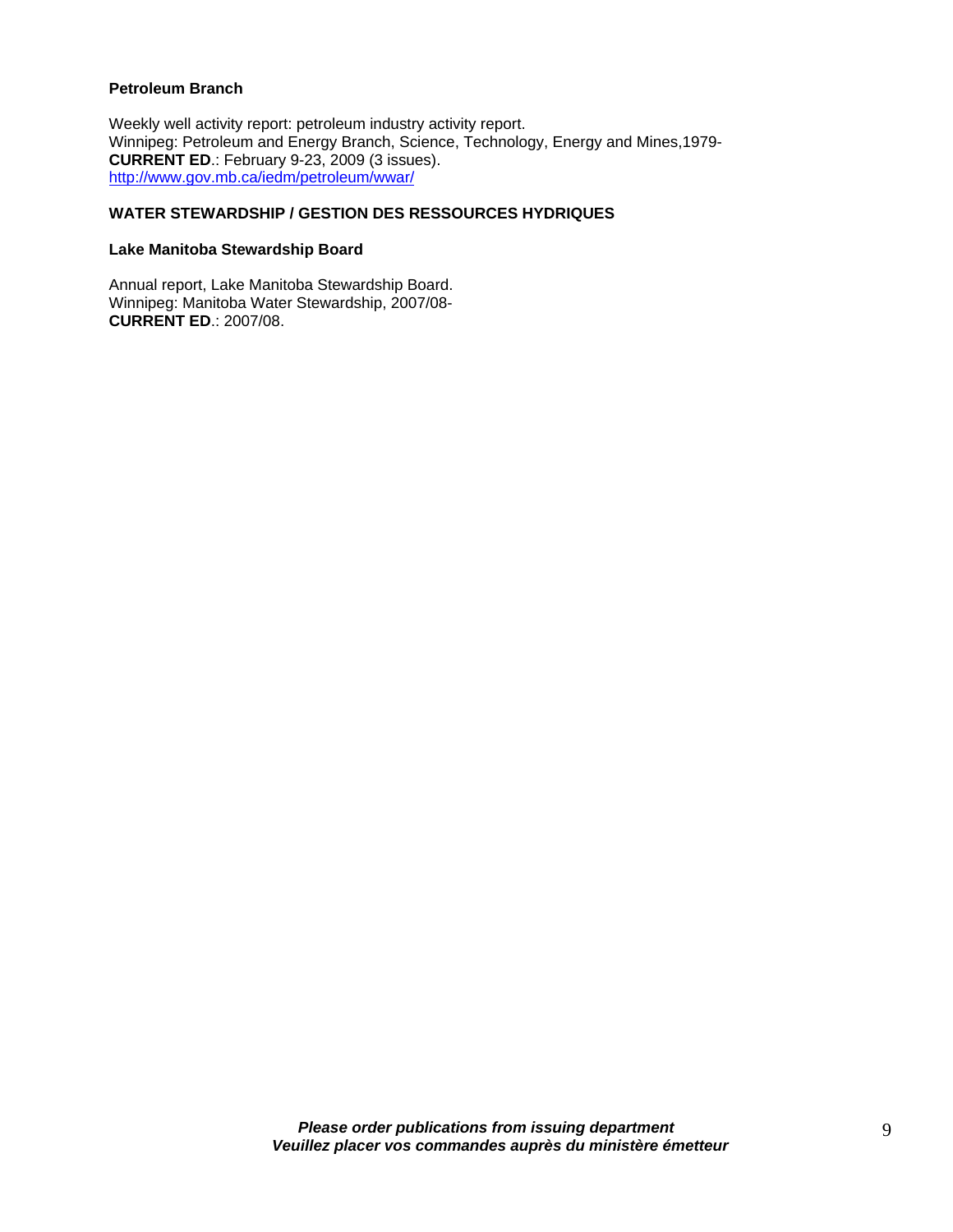**Petroleum Branch**

Weekly well activity report: petroleum industry activity report.
Winnipeg: Petroleum and Energy Branch, Science, Technology, Energy and Mines,1979-
**CURRENT ED**.: February 9-23, 2009 (3 issues).
http://www.gov.mb.ca/iedm/petroleum/wwar/

## WATER STEWARDSHIP / GESTION DES RESSOURCES HYDRIQUES

**Lake Manitoba Stewardship Board**

Annual report, Lake Manitoba Stewardship Board.
Winnipeg: Manitoba Water Stewardship, 2007/08-
**CURRENT ED**.: 2007/08.

***Please order publications from issuing department***
***Veuillez placer vos commandes auprès du ministère émetteur***